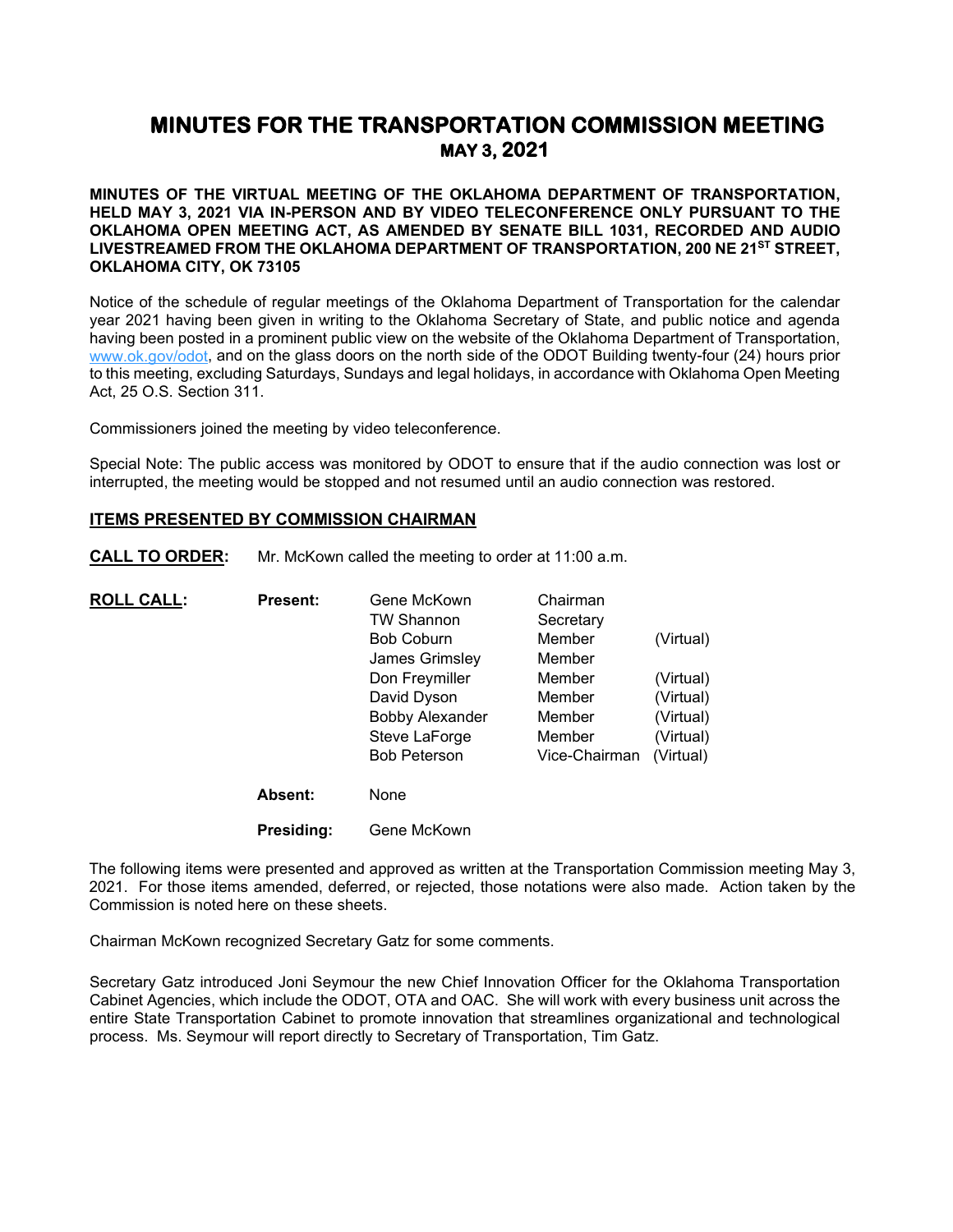# MINUTES FOR THE TRANSPORTATION COMMISSION MEETING
## MAY 3, 2021

**MINUTES OF THE VIRTUAL MEETING OF THE OKLAHOMA DEPARTMENT OF TRANSPORTATION, HELD MAY 3, 2021 VIA IN-PERSON AND BY VIDEO TELECONFERENCE ONLY PURSUANT TO THE OKLAHOMA OPEN MEETING ACT, AS AMENDED BY SENATE BILL 1031, RECORDED AND AUDIO LIVESTREAMED FROM THE OKLAHOMA DEPARTMENT OF TRANSPORTATION, 200 NE 21ST STREET, OKLAHOMA CITY, OK 73105**

Notice of the schedule of regular meetings of the Oklahoma Department of Transportation for the calendar year 2021 having been given in writing to the Oklahoma Secretary of State, and public notice and agenda having been posted in a prominent public view on the website of the Oklahoma Department of Transportation, www.ok.gov/odot, and on the glass doors on the north side of the ODOT Building twenty-four (24) hours prior to this meeting, excluding Saturdays, Sundays and legal holidays, in accordance with Oklahoma Open Meeting Act, 25 O.S. Section 311.

Commissioners joined the meeting by video teleconference.

Special Note: The public access was monitored by ODOT to ensure that if the audio connection was lost or interrupted, the meeting would be stopped and not resumed until an audio connection was restored.

**ITEMS PRESENTED BY COMMISSION CHAIRMAN**

**CALL TO ORDER:** Mr. McKown called the meeting to order at 11:00 a.m.

**ROLL CALL:**

| | | | |
|---|---|---|---|
| **Present:** | Gene McKown | Chairman | |
| | TW Shannon | Secretary | |
| | Bob Coburn | Member | (Virtual) |
| | James Grimsley | Member | |
| | Don Freymiller | Member | (Virtual) |
| | David Dyson | Member | (Virtual) |
| | Bobby Alexander | Member | (Virtual) |
| | Steve LaForge | Member | (Virtual) |
| | Bob Peterson | Vice-Chairman | (Virtual) |
| **Absent:** | None | | |
| **Presiding:** | Gene McKown | | |

The following items were presented and approved as written at the Transportation Commission meeting May 3, 2021. For those items amended, deferred, or rejected, those notations were also made. Action taken by the Commission is noted here on these sheets.

Chairman McKown recognized Secretary Gatz for some comments.

Secretary Gatz introduced Joni Seymour the new Chief Innovation Officer for the Oklahoma Transportation Cabinet Agencies, which include the ODOT, OTA and OAC. She will work with every business unit across the entire State Transportation Cabinet to promote innovation that streamlines organizational and technological process. Ms. Seymour will report directly to Secretary of Transportation, Tim Gatz.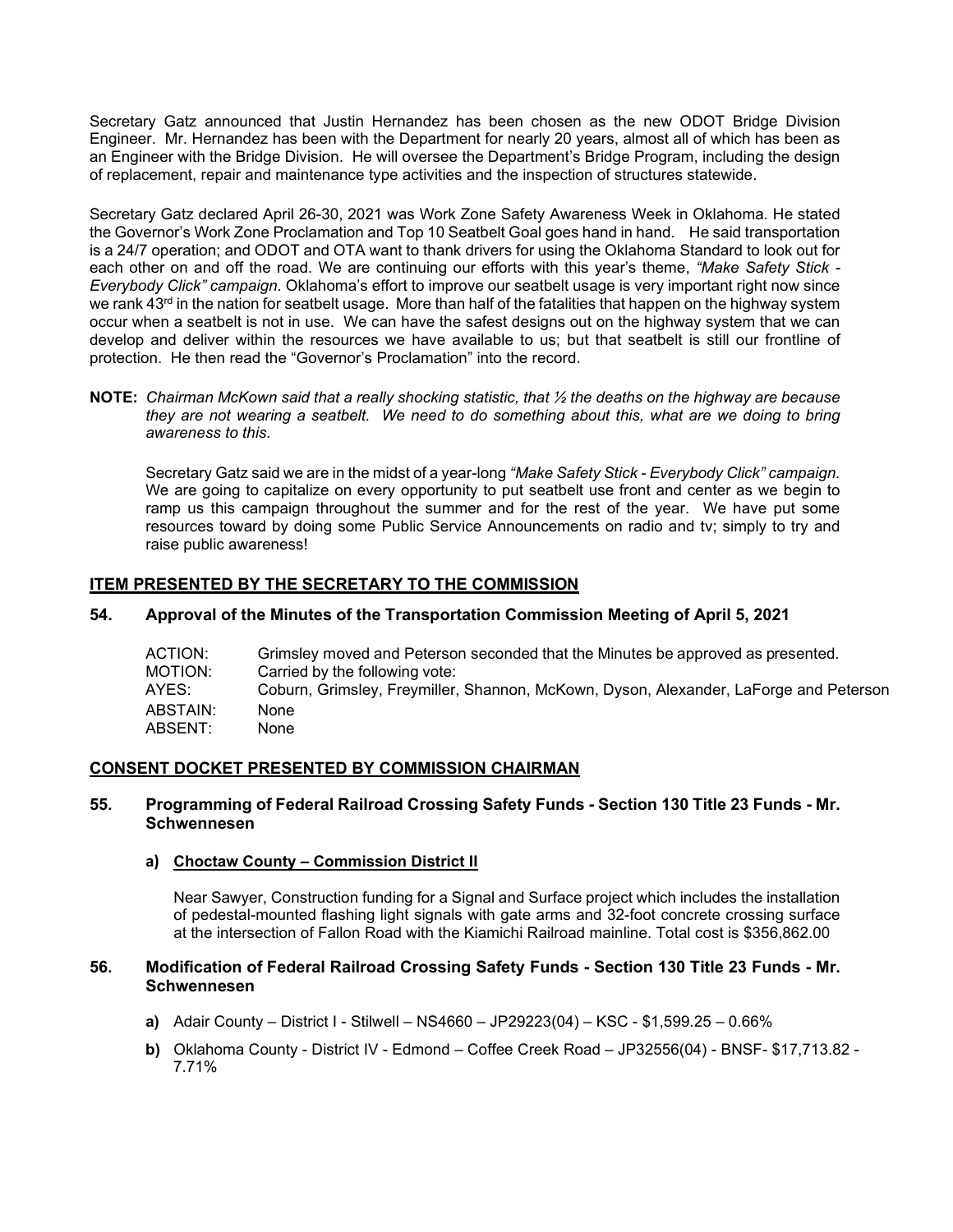Secretary Gatz announced that Justin Hernandez has been chosen as the new ODOT Bridge Division Engineer. Mr. Hernandez has been with the Department for nearly 20 years, almost all of which has been as an Engineer with the Bridge Division. He will oversee the Department's Bridge Program, including the design of replacement, repair and maintenance type activities and the inspection of structures statewide.

Secretary Gatz declared April 26-30, 2021 was Work Zone Safety Awareness Week in Oklahoma. He stated the Governor's Work Zone Proclamation and Top 10 Seatbelt Goal goes hand in hand. He said transportation is a 24/7 operation; and ODOT and OTA want to thank drivers for using the Oklahoma Standard to look out for each other on and off the road. We are continuing our efforts with this year's theme, *"Make Safety Stick - Everybody Click" campaign*. Oklahoma's effort to improve our seatbelt usage is very important right now since we rank 43rd in the nation for seatbelt usage. More than half of the fatalities that happen on the highway system occur when a seatbelt is not in use. We can have the safest designs out on the highway system that we can develop and deliver within the resources we have available to us; but that seatbelt is still our frontline of protection. He then read the "Governor's Proclamation" into the record.

**NOTE:** *Chairman McKown said that a really shocking statistic, that ½ the deaths on the highway are because they are not wearing a seatbelt. We need to do something about this, what are we doing to bring awareness to this.*

Secretary Gatz said we are in the midst of a year-long *"Make Safety Stick - Everybody Click" campaign.* We are going to capitalize on every opportunity to put seatbelt use front and center as we begin to ramp us this campaign throughout the summer and for the rest of the year. We have put some resources toward by doing some Public Service Announcements on radio and tv; simply to try and raise public awareness!

## ITEM PRESENTED BY THE SECRETARY TO THE COMMISSION

### 54. Approval of the Minutes of the Transportation Commission Meeting of April 5, 2021

ACTION: Grimsley moved and Peterson seconded that the Minutes be approved as presented.
MOTION: Carried by the following vote:
AYES: Coburn, Grimsley, Freymiller, Shannon, McKown, Dyson, Alexander, LaForge and Peterson
ABSTAIN: None
ABSENT: None

## CONSENT DOCKET PRESENTED BY COMMISSION CHAIRMAN

### 55. Programming of Federal Railroad Crossing Safety Funds - Section 130 Title 23 Funds - Mr. Schwennesen

**a) Choctaw County – Commission District II**

Near Sawyer, Construction funding for a Signal and Surface project which includes the installation of pedestal-mounted flashing light signals with gate arms and 32-foot concrete crossing surface at the intersection of Fallon Road with the Kiamichi Railroad mainline. Total cost is $356,862.00

### 56. Modification of Federal Railroad Crossing Safety Funds - Section 130 Title 23 Funds - Mr. Schwennesen

**a)** Adair County – District I - Stilwell – NS4660 – JP29223(04) – KSC - $1,599.25 – 0.66%

**b)** Oklahoma County - District IV - Edmond – Coffee Creek Road – JP32556(04) - BNSF- $17,713.82 - 7.71%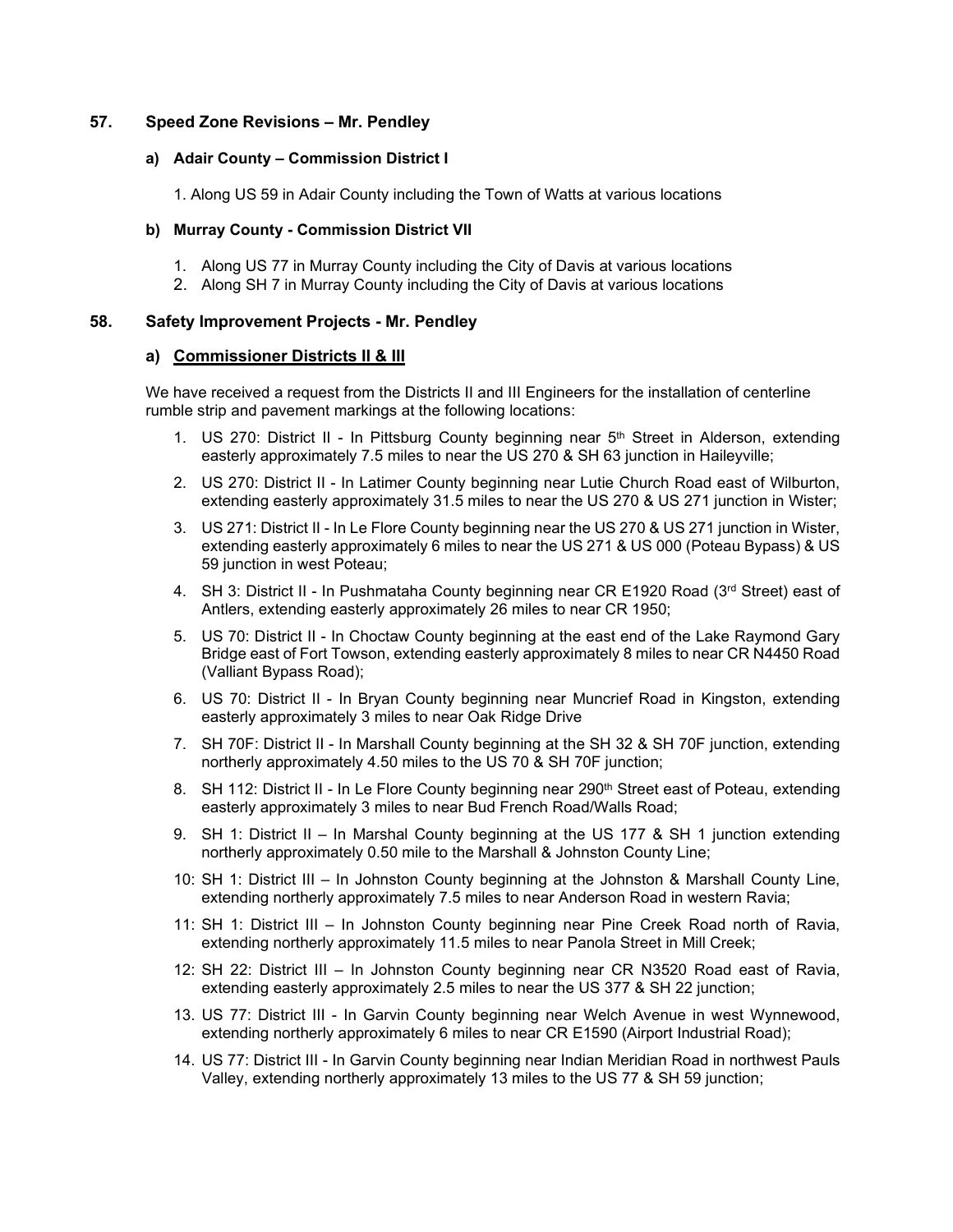## 57. Speed Zone Revisions – Mr. Pendley

### a) Adair County – Commission District I

1. Along US 59 in Adair County including the Town of Watts at various locations

### b) Murray County - Commission District VII

1. Along US 77 in Murray County including the City of Davis at various locations
2. Along SH 7 in Murray County including the City of Davis at various locations

## 58. Safety Improvement Projects - Mr. Pendley

### a) Commissioner Districts II & III

We have received a request from the Districts II and III Engineers for the installation of centerline rumble strip and pavement markings at the following locations:

1. US 270: District II - In Pittsburg County beginning near 5th Street in Alderson, extending easterly approximately 7.5 miles to near the US 270 & SH 63 junction in Haileyville;
2. US 270: District II - In Latimer County beginning near Lutie Church Road east of Wilburton, extending easterly approximately 31.5 miles to near the US 270 & US 271 junction in Wister;
3. US 271: District II - In Le Flore County beginning near the US 270 & US 271 junction in Wister, extending easterly approximately 6 miles to near the US 271 & US 000 (Poteau Bypass) & US 59 junction in west Poteau;
4. SH 3: District II - In Pushmataha County beginning near CR E1920 Road (3rd Street) east of Antlers, extending easterly approximately 26 miles to near CR 1950;
5. US 70: District II - In Choctaw County beginning at the east end of the Lake Raymond Gary Bridge east of Fort Towson, extending easterly approximately 8 miles to near CR N4450 Road (Valliant Bypass Road);
6. US 70: District II - In Bryan County beginning near Muncrief Road in Kingston, extending easterly approximately 3 miles to near Oak Ridge Drive
7. SH 70F: District II - In Marshall County beginning at the SH 32 & SH 70F junction, extending northerly approximately 4.50 miles to the US 70 & SH 70F junction;
8. SH 112: District II - In Le Flore County beginning near 290th Street east of Poteau, extending easterly approximately 3 miles to near Bud French Road/Walls Road;
9. SH 1: District II – In Marshal County beginning at the US 177 & SH 1 junction extending northerly approximately 0.50 mile to the Marshall & Johnston County Line;

10: SH 1: District III – In Johnston County beginning at the Johnston & Marshall County Line, extending northerly approximately 7.5 miles to near Anderson Road in western Ravia;

11: SH 1: District III – In Johnston County beginning near Pine Creek Road north of Ravia, extending northerly approximately 11.5 miles to near Panola Street in Mill Creek;

12: SH 22: District III – In Johnston County beginning near CR N3520 Road east of Ravia, extending easterly approximately 2.5 miles to near the US 377 & SH 22 junction;

13. US 77: District III - In Garvin County beginning near Welch Avenue in west Wynnewood, extending northerly approximately 6 miles to near CR E1590 (Airport Industrial Road);
14. US 77: District III - In Garvin County beginning near Indian Meridian Road in northwest Pauls Valley, extending northerly approximately 13 miles to the US 77 & SH 59 junction;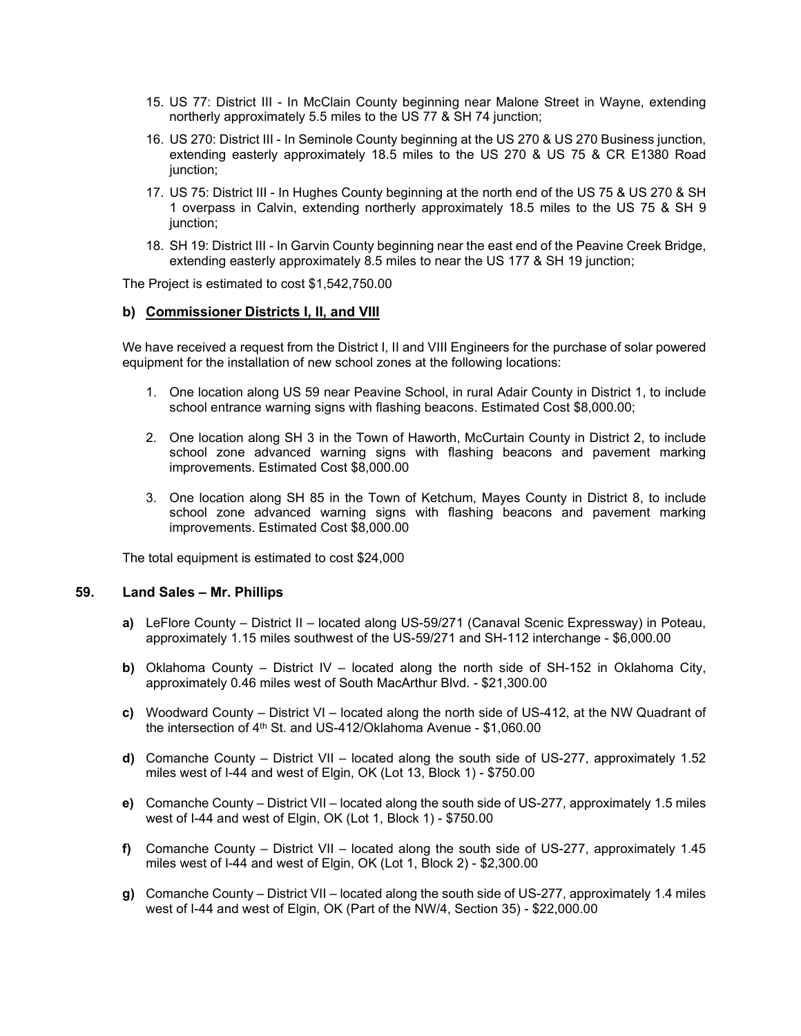15. US 77: District III - In McClain County beginning near Malone Street in Wayne, extending northerly approximately 5.5 miles to the US 77 & SH 74 junction;

16. US 270: District III - In Seminole County beginning at the US 270 & US 270 Business junction, extending easterly approximately 18.5 miles to the US 270 & US 75 & CR E1380 Road junction;

17. US 75: District III - In Hughes County beginning at the north end of the US 75 & US 270 & SH 1 overpass in Calvin, extending northerly approximately 18.5 miles to the US 75 & SH 9 junction;

18. SH 19: District III - In Garvin County beginning near the east end of the Peavine Creek Bridge, extending easterly approximately 8.5 miles to near the US 177 & SH 19 junction;

The Project is estimated to cost $1,542,750.00

**b) <u>Commissioner Districts I, II, and VIII</u>**

We have received a request from the District I, II and VIII Engineers for the purchase of solar powered equipment for the installation of new school zones at the following locations:

1. One location along US 59 near Peavine School, in rural Adair County in District 1, to include school entrance warning signs with flashing beacons. Estimated Cost $8,000.00;

2. One location along SH 3 in the Town of Haworth, McCurtain County in District 2, to include school zone advanced warning signs with flashing beacons and pavement marking improvements. Estimated Cost $8,000.00

3. One location along SH 85 in the Town of Ketchum, Mayes County in District 8, to include school zone advanced warning signs with flashing beacons and pavement marking improvements. Estimated Cost $8,000.00

The total equipment is estimated to cost $24,000

### 59. Land Sales – Mr. Phillips

**a)** LeFlore County – District II – located along US-59/271 (Canaval Scenic Expressway) in Poteau, approximately 1.15 miles southwest of the US-59/271 and SH-112 interchange - $6,000.00

**b)** Oklahoma County – District IV – located along the north side of SH-152 in Oklahoma City, approximately 0.46 miles west of South MacArthur Blvd. - $21,300.00

**c)** Woodward County – District VI – located along the north side of US-412, at the NW Quadrant of the intersection of 4th St. and US-412/Oklahoma Avenue - $1,060.00

**d)** Comanche County – District VII – located along the south side of US-277, approximately 1.52 miles west of I-44 and west of Elgin, OK (Lot 13, Block 1) - $750.00

**e)** Comanche County – District VII – located along the south side of US-277, approximately 1.5 miles west of I-44 and west of Elgin, OK (Lot 1, Block 1) - $750.00

**f)** Comanche County – District VII – located along the south side of US-277, approximately 1.45 miles west of I-44 and west of Elgin, OK (Lot 1, Block 2) - $2,300.00

**g)** Comanche County – District VII – located along the south side of US-277, approximately 1.4 miles west of I-44 and west of Elgin, OK (Part of the NW/4, Section 35) - $22,000.00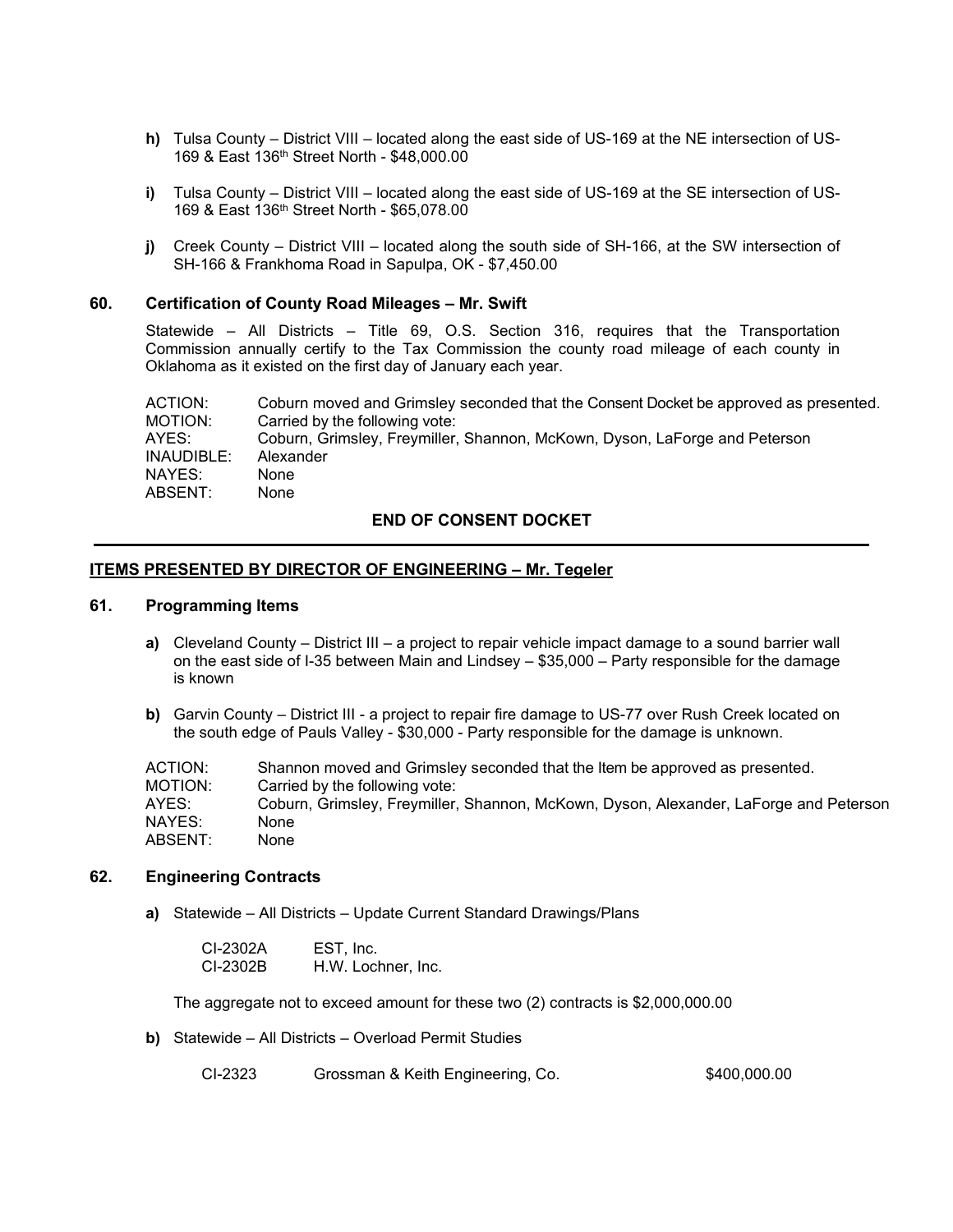**h)** Tulsa County – District VIII – located along the east side of US-169 at the NE intersection of US-169 & East 136th Street North - $48,000.00

**i)** Tulsa County – District VIII – located along the east side of US-169 at the SE intersection of US-169 & East 136th Street North - $65,078.00

**j)** Creek County – District VIII – located along the south side of SH-166, at the SW intersection of SH-166 & Frankhoma Road in Sapulpa, OK - $7,450.00

**60. Certification of County Road Mileages – Mr. Swift**

Statewide – All Districts – Title 69, O.S. Section 316, requires that the Transportation Commission annually certify to the Tax Commission the county road mileage of each county in Oklahoma as it existed on the first day of January each year.

| | |
|---|---|
| ACTION: | Coburn moved and Grimsley seconded that the Consent Docket be approved as presented. |
| MOTION: | Carried by the following vote: |
| AYES: | Coburn, Grimsley, Freymiller, Shannon, McKown, Dyson, LaForge and Peterson |
| INAUDIBLE: | Alexander |
| NAYES: | None |
| ABSENT: | None |

**END OF CONSENT DOCKET**

---

**ITEMS PRESENTED BY DIRECTOR OF ENGINEERING – Mr. Tegeler**

**61. Programming Items**

**a)** Cleveland County – District III – a project to repair vehicle impact damage to a sound barrier wall on the east side of I-35 between Main and Lindsey – $35,000 – Party responsible for the damage is known

**b)** Garvin County – District III - a project to repair fire damage to US-77 over Rush Creek located on the south edge of Pauls Valley - $30,000 - Party responsible for the damage is unknown.

| | |
|---|---|
| ACTION: | Shannon moved and Grimsley seconded that the Item be approved as presented. |
| MOTION: | Carried by the following vote: |
| AYES: | Coburn, Grimsley, Freymiller, Shannon, McKown, Dyson, Alexander, LaForge and Peterson |
| NAYES: | None |
| ABSENT: | None |

**62. Engineering Contracts**

**a)** Statewide – All Districts – Update Current Standard Drawings/Plans

| | |
|---|---|
| CI-2302A | EST, Inc. |
| CI-2302B | H.W. Lochner, Inc. |

The aggregate not to exceed amount for these two (2) contracts is $2,000,000.00

**b)** Statewide – All Districts – Overload Permit Studies

| | | |
|---|---|---|
| CI-2323 | Grossman & Keith Engineering, Co. | $400,000.00 |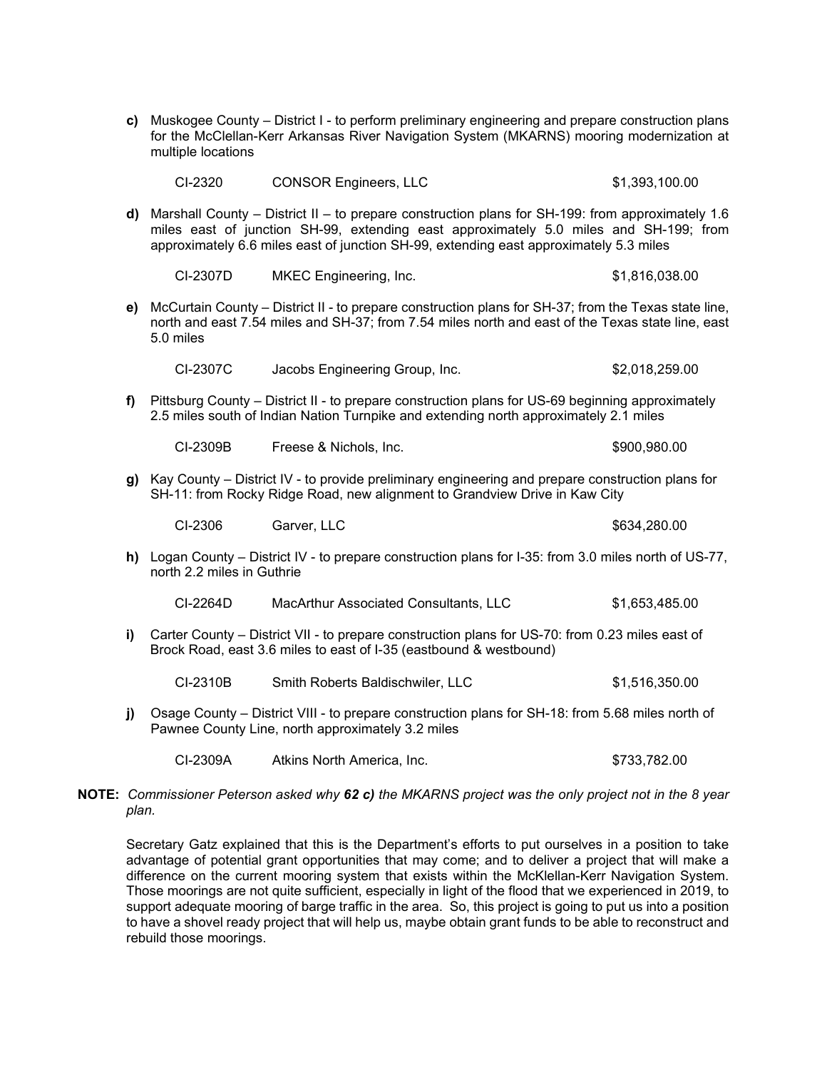**c)** Muskogee County – District I - to perform preliminary engineering and prepare construction plans for the McClellan-Kerr Arkansas River Navigation System (MKARNS) mooring modernization at multiple locations

| | | |
|---|---|---|
| CI-2320 | CONSOR Engineers, LLC | $1,393,100.00 |

**d)** Marshall County – District II – to prepare construction plans for SH-199: from approximately 1.6 miles east of junction SH-99, extending east approximately 5.0 miles and SH-199; from approximately 6.6 miles east of junction SH-99, extending east approximately 5.3 miles

| | | |
|---|---|---|
| CI-2307D | MKEC Engineering, Inc. | $1,816,038.00 |

**e)** McCurtain County – District II - to prepare construction plans for SH-37; from the Texas state line, north and east 7.54 miles and SH-37; from 7.54 miles north and east of the Texas state line, east 5.0 miles

| | | |
|---|---|---|
| CI-2307C | Jacobs Engineering Group, Inc. | $2,018,259.00 |

**f)** Pittsburg County – District II - to prepare construction plans for US-69 beginning approximately 2.5 miles south of Indian Nation Turnpike and extending north approximately 2.1 miles

| | | |
|---|---|---|
| CI-2309B | Freese & Nichols, Inc. | $900,980.00 |

**g)** Kay County – District IV - to provide preliminary engineering and prepare construction plans for SH-11: from Rocky Ridge Road, new alignment to Grandview Drive in Kaw City

| | | |
|---|---|---|
| CI-2306 | Garver, LLC | $634,280.00 |

**h)** Logan County – District IV - to prepare construction plans for I-35: from 3.0 miles north of US-77, north 2.2 miles in Guthrie

| | | |
|---|---|---|
| CI-2264D | MacArthur Associated Consultants, LLC | $1,653,485.00 |

**i)** Carter County – District VII - to prepare construction plans for US-70: from 0.23 miles east of Brock Road, east 3.6 miles to east of I-35 (eastbound & westbound)

| | | |
|---|---|---|
| CI-2310B | Smith Roberts Baldischwiler, LLC | $1,516,350.00 |

**j)** Osage County – District VIII - to prepare construction plans for SH-18: from 5.68 miles north of Pawnee County Line, north approximately 3.2 miles

| | | |
|---|---|---|
| CI-2309A | Atkins North America, Inc. | $733,782.00 |

**NOTE:** *Commissioner Peterson asked why **62 c)** the MKARNS project was the only project not in the 8 year plan.*

Secretary Gatz explained that this is the Department's efforts to put ourselves in a position to take advantage of potential grant opportunities that may come; and to deliver a project that will make a difference on the current mooring system that exists within the McKlellan-Kerr Navigation System. Those moorings are not quite sufficient, especially in light of the flood that we experienced in 2019, to support adequate mooring of barge traffic in the area. So, this project is going to put us into a position to have a shovel ready project that will help us, maybe obtain grant funds to be able to reconstruct and rebuild those moorings.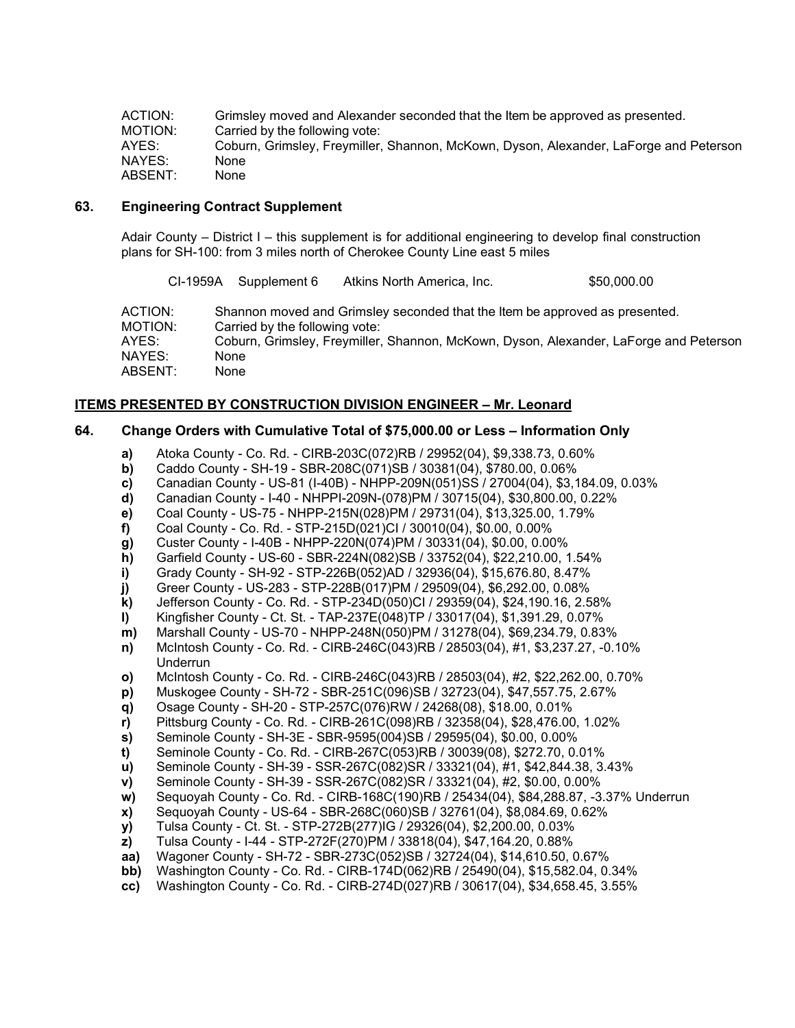ACTION: Grimsley moved and Alexander seconded that the Item be approved as presented.
MOTION: Carried by the following vote:
AYES: Coburn, Grimsley, Freymiller, Shannon, McKown, Dyson, Alexander, LaForge and Peterson
NAYES: None
ABSENT: None

### 63. Engineering Contract Supplement

Adair County – District I – this supplement is for additional engineering to develop final construction plans for SH-100: from 3 miles north of Cherokee County Line east 5 miles

CI-1959A Supplement 6 Atkins North America, Inc. $50,000.00

ACTION: Shannon moved and Grimsley seconded that the Item be approved as presented.
MOTION: Carried by the following vote:
AYES: Coburn, Grimsley, Freymiller, Shannon, McKown, Dyson, Alexander, LaForge and Peterson
NAYES: None
ABSENT: None

## ITEMS PRESENTED BY CONSTRUCTION DIVISION ENGINEER – Mr. Leonard

### 64. Change Orders with Cumulative Total of $75,000.00 or Less – Information Only

**a)** Atoka County - Co. Rd. - CIRB-203C(072)RB / 29952(04), $9,338.73, 0.60%
**b)** Caddo County - SH-19 - SBR-208C(071)SB / 30381(04), $780.00, 0.06%
**c)** Canadian County - US-81 (I-40B) - NHPP-209N(051)SS / 27004(04), $3,184.09, 0.03%
**d)** Canadian County - I-40 - NHPPI-209N-(078)PM / 30715(04), $30,800.00, 0.22%
**e)** Coal County - US-75 - NHPP-215N(028)PM / 29731(04), $13,325.00, 1.79%
**f)** Coal County - Co. Rd. - STP-215D(021)CI / 30010(04), $0.00, 0.00%
**g)** Custer County - I-40B - NHPP-220N(074)PM / 30331(04), $0.00, 0.00%
**h)** Garfield County - US-60 - SBR-224N(082)SB / 33752(04), $22,210.00, 1.54%
**i)** Grady County - SH-92 - STP-226B(052)AD / 32936(04), $15,676.80, 8.47%
**j)** Greer County - US-283 - STP-228B(017)PM / 29509(04), $6,292.00, 0.08%
**k)** Jefferson County - Co. Rd. - STP-234D(050)CI / 29359(04), $24,190.16, 2.58%
**l)** Kingfisher County - Ct. St. - TAP-237E(048)TP / 33017(04), $1,391.29, 0.07%
**m)** Marshall County - US-70 - NHPP-248N(050)PM / 31278(04), $69,234.79, 0.83%
**n)** McIntosh County - Co. Rd. - CIRB-246C(043)RB / 28503(04), #1, $3,237.27, -0.10% Underrun
**o)** McIntosh County - Co. Rd. - CIRB-246C(043)RB / 28503(04), #2, $22,262.00, 0.70%
**p)** Muskogee County - SH-72 - SBR-251C(096)SB / 32723(04), $47,557.75, 2.67%
**q)** Osage County - SH-20 - STP-257C(076)RW / 24268(08), $18.00, 0.01%
**r)** Pittsburg County - Co. Rd. - CIRB-261C(098)RB / 32358(04), $28,476.00, 1.02%
**s)** Seminole County - SH-3E - SBR-9595(004)SB / 29595(04), $0.00, 0.00%
**t)** Seminole County - Co. Rd. - CIRB-267C(053)RB / 30039(08), $272.70, 0.01%
**u)** Seminole County - SH-39 - SSR-267C(082)SR / 33321(04), #1, $42,844.38, 3.43%
**v)** Seminole County - SH-39 - SSR-267C(082)SR / 33321(04), #2, $0.00, 0.00%
**w)** Sequoyah County - Co. Rd. - CIRB-168C(190)RB / 25434(04), $84,288.87, -3.37% Underrun
**x)** Sequoyah County - US-64 - SBR-268C(060)SB / 32761(04), $8,084.69, 0.62%
**y)** Tulsa County - Ct. St. - STP-272B(277)IG / 29326(04), $2,200.00, 0.03%
**z)** Tulsa County - I-44 - STP-272F(270)PM / 33818(04), $47,164.20, 0.88%
**aa)** Wagoner County - SH-72 - SBR-273C(052)SB / 32724(04), $14,610.50, 0.67%
**bb)** Washington County - Co. Rd. - CIRB-174D(062)RB / 25490(04), $15,582.04, 0.34%
**cc)** Washington County - Co. Rd. - CIRB-274D(027)RB / 30617(04), $34,658.45, 3.55%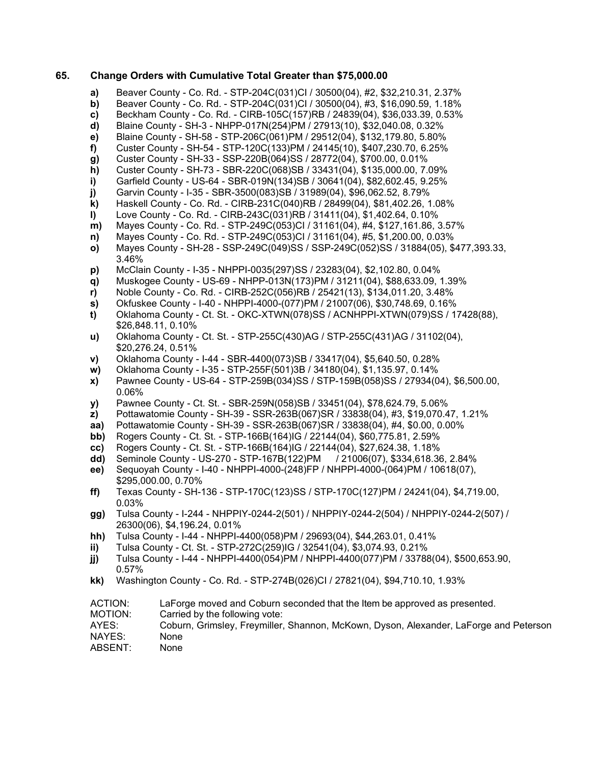## 65. Change Orders with Cumulative Total Greater than $75,000.00

- **a)** Beaver County - Co. Rd. - STP-204C(031)CI / 30500(04), #2, $32,210.31, 2.37%
- **b)** Beaver County - Co. Rd. - STP-204C(031)CI / 30500(04), #3, $16,090.59, 1.18%
- **c)** Beckham County - Co. Rd. - CIRB-105C(157)RB / 24839(04), $36,033.39, 0.53%
- **d)** Blaine County - SH-3 - NHPP-017N(254)PM / 27913(10), $32,040.08, 0.32%
- **e)** Blaine County - SH-58 - STP-206C(061)PM / 29512(04), $132,179.80, 5.80%
- **f)** Custer County - SH-54 - STP-120C(133)PM / 24145(10), $407,230.70, 6.25%
- **g)** Custer County - SH-33 - SSP-220B(064)SS / 28772(04), $700.00, 0.01%
- **h)** Custer County - SH-73 - SBR-220C(068)SB / 33431(04), $135,000.00, 7.09%
- **i)** Garfield County - US-64 - SBR-019N(134)SB / 30641(04), $82,602.45, 9.25%
- **j)** Garvin County - I-35 - SBR-3500(083)SB / 31989(04), $96,062.52, 8.79%
- **k)** Haskell County - Co. Rd. - CIRB-231C(040)RB / 28499(04), $81,402.26, 1.08%
- **l)** Love County - Co. Rd. - CIRB-243C(031)RB / 31411(04), $1,402.64, 0.10%
- **m)** Mayes County - Co. Rd. - STP-249C(053)CI / 31161(04), #4, $127,161.86, 3.57%
- **n)** Mayes County - Co. Rd. - STP-249C(053)CI / 31161(04), #5, $1,200.00, 0.03%
- **o)** Mayes County - SH-28 - SSP-249C(049)SS / SSP-249C(052)SS / 31884(05), $477,393.33, 3.46%
- **p)** McClain County - I-35 - NHPPI-0035(297)SS / 23283(04), $2,102.80, 0.04%
- **q)** Muskogee County - US-69 - NHPP-013N(173)PM / 31211(04), $88,633.09, 1.39%
- **r)** Noble County - Co. Rd. - CIRB-252C(056)RB / 25421(13), $134,011.20, 3.48%
- **s)** Okfuskee County - I-40 - NHPPI-4000-(077)PM / 21007(06), $30,748.69, 0.16%
- **t)** Oklahoma County - Ct. St. - OKC-XTWN(078)SS / ACNHPPI-XTWN(079)SS / 17428(88), $26,848.11, 0.10%
- **u)** Oklahoma County - Ct. St. - STP-255C(430)AG / STP-255C(431)AG / 31102(04), $20,276.24, 0.51%
- **v)** Oklahoma County - I-44 - SBR-4400(073)SB / 33417(04), $5,640.50, 0.28%
- **w)** Oklahoma County - I-35 - STP-255F(501)3B / 34180(04), $1,135.97, 0.14%
- **x)** Pawnee County - US-64 - STP-259B(034)SS / STP-159B(058)SS / 27934(04), $6,500.00, 0.06%
- **y)** Pawnee County - Ct. St. - SBR-259N(058)SB / 33451(04), $78,624.79, 5.06%
- **z)** Pottawatomie County - SH-39 - SSR-263B(067)SR / 33838(04), #3, $19,070.47, 1.21%
- **aa)** Pottawatomie County - SH-39 - SSR-263B(067)SR / 33838(04), #4, $0.00, 0.00%
- **bb)** Rogers County - Ct. St. - STP-166B(164)IG / 22144(04), $60,775.81, 2.59%
- **cc)** Rogers County - Ct. St. - STP-166B(164)IG / 22144(04), $27,624.38, 1.18%
- **dd)** Seminole County - US-270 - STP-167B(122)PM / 21006(07), $334,618.36, 2.84%
- **ee)** Sequoyah County - I-40 - NHPPI-4000-(248)FP / NHPPI-4000-(064)PM / 10618(07), $295,000.00, 0.70%
- **ff)** Texas County - SH-136 - STP-170C(123)SS / STP-170C(127)PM / 24241(04), $4,719.00, 0.03%
- **gg)** Tulsa County - I-244 - NHPPIY-0244-2(501) / NHPPIY-0244-2(504) / NHPPIY-0244-2(507) / 26300(06), $4,196.24, 0.01%
- **hh)** Tulsa County - I-44 - NHPPI-4400(058)PM / 29693(04), $44,263.01, 0.41%
- **ii)** Tulsa County - Ct. St. - STP-272C(259)IG / 32541(04), $3,074.93, 0.21%
- **jj)** Tulsa County - I-44 - NHPPI-4400(054)PM / NHPPI-4400(077)PM / 33788(04), $500,653.90, 0.57%
- **kk)** Washington County - Co. Rd. - STP-274B(026)CI / 27821(04), $94,710.10, 1.93%

ACTION: LaForge moved and Coburn seconded that the Item be approved as presented.
MOTION: Carried by the following vote:
AYES: Coburn, Grimsley, Freymiller, Shannon, McKown, Dyson, Alexander, LaForge and Peterson
NAYES: None
ABSENT: None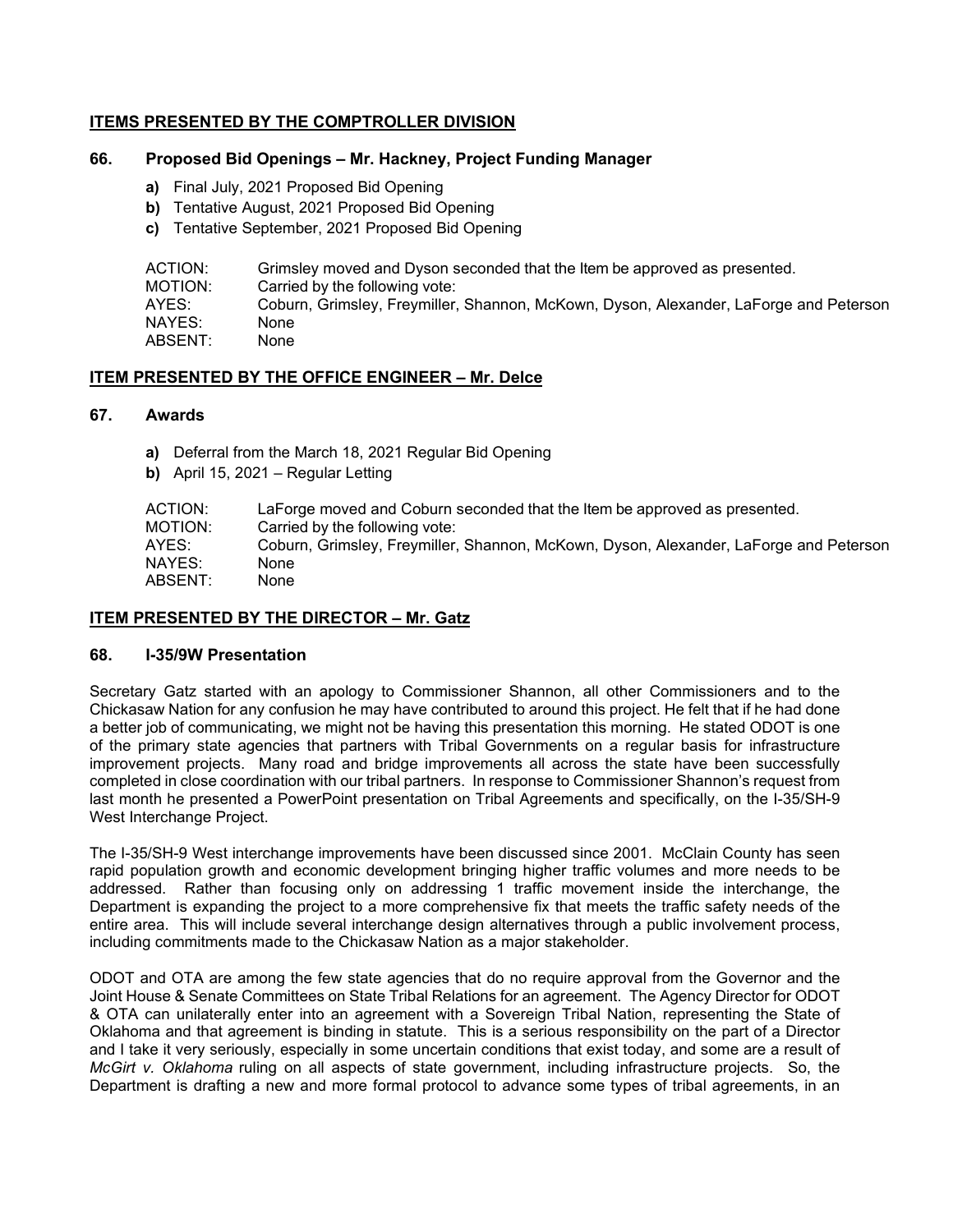## ITEMS PRESENTED BY THE COMPTROLLER DIVISION

### 66. Proposed Bid Openings – Mr. Hackney, Project Funding Manager

- **a)** Final July, 2021 Proposed Bid Opening
- **b)** Tentative August, 2021 Proposed Bid Opening
- **c)** Tentative September, 2021 Proposed Bid Opening

ACTION: Grimsley moved and Dyson seconded that the Item be approved as presented.
MOTION: Carried by the following vote:
AYES: Coburn, Grimsley, Freymiller, Shannon, McKown, Dyson, Alexander, LaForge and Peterson
NAYES: None
ABSENT: None

## ITEM PRESENTED BY THE OFFICE ENGINEER – Mr. Delce

### 67. Awards

- **a)** Deferral from the March 18, 2021 Regular Bid Opening
- **b)** April 15, 2021 – Regular Letting

ACTION: LaForge moved and Coburn seconded that the Item be approved as presented.
MOTION: Carried by the following vote:
AYES: Coburn, Grimsley, Freymiller, Shannon, McKown, Dyson, Alexander, LaForge and Peterson
NAYES: None
ABSENT: None

## ITEM PRESENTED BY THE DIRECTOR – Mr. Gatz

### 68. I-35/9W Presentation

Secretary Gatz started with an apology to Commissioner Shannon, all other Commissioners and to the Chickasaw Nation for any confusion he may have contributed to around this project. He felt that if he had done a better job of communicating, we might not be having this presentation this morning. He stated ODOT is one of the primary state agencies that partners with Tribal Governments on a regular basis for infrastructure improvement projects. Many road and bridge improvements all across the state have been successfully completed in close coordination with our tribal partners. In response to Commissioner Shannon's request from last month he presented a PowerPoint presentation on Tribal Agreements and specifically, on the I-35/SH-9 West Interchange Project.

The I-35/SH-9 West interchange improvements have been discussed since 2001. McClain County has seen rapid population growth and economic development bringing higher traffic volumes and more needs to be addressed. Rather than focusing only on addressing 1 traffic movement inside the interchange, the Department is expanding the project to a more comprehensive fix that meets the traffic safety needs of the entire area. This will include several interchange design alternatives through a public involvement process, including commitments made to the Chickasaw Nation as a major stakeholder.

ODOT and OTA are among the few state agencies that do no require approval from the Governor and the Joint House & Senate Committees on State Tribal Relations for an agreement. The Agency Director for ODOT & OTA can unilaterally enter into an agreement with a Sovereign Tribal Nation, representing the State of Oklahoma and that agreement is binding in statute. This is a serious responsibility on the part of a Director and I take it very seriously, especially in some uncertain conditions that exist today, and some are a result of *McGirt v. Oklahoma* ruling on all aspects of state government, including infrastructure projects. So, the Department is drafting a new and more formal protocol to advance some types of tribal agreements, in an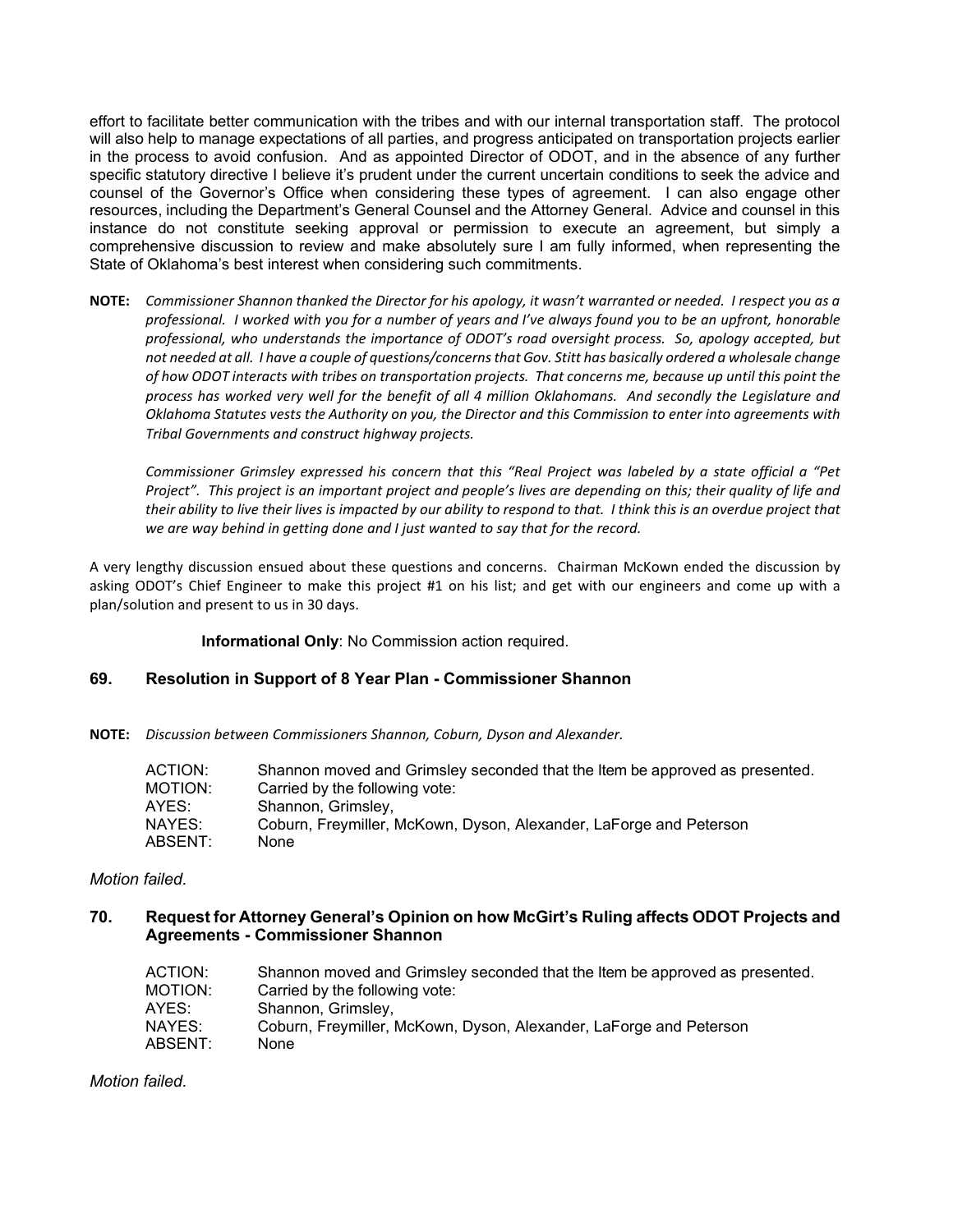effort to facilitate better communication with the tribes and with our internal transportation staff. The protocol will also help to manage expectations of all parties, and progress anticipated on transportation projects earlier in the process to avoid confusion. And as appointed Director of ODOT, and in the absence of any further specific statutory directive I believe it's prudent under the current uncertain conditions to seek the advice and counsel of the Governor's Office when considering these types of agreement. I can also engage other resources, including the Department's General Counsel and the Attorney General. Advice and counsel in this instance do not constitute seeking approval or permission to execute an agreement, but simply a comprehensive discussion to review and make absolutely sure I am fully informed, when representing the State of Oklahoma's best interest when considering such commitments.

**NOTE:** *Commissioner Shannon thanked the Director for his apology, it wasn't warranted or needed. I respect you as a professional. I worked with you for a number of years and I've always found you to be an upfront, honorable professional, who understands the importance of ODOT's road oversight process. So, apology accepted, but not needed at all. I have a couple of questions/concerns that Gov. Stitt has basically ordered a wholesale change of how ODOT interacts with tribes on transportation projects. That concerns me, because up until this point the process has worked very well for the benefit of all 4 million Oklahomans. And secondly the Legislature and Oklahoma Statutes vests the Authority on you, the Director and this Commission to enter into agreements with Tribal Governments and construct highway projects.*

*Commissioner Grimsley expressed his concern that this "Real Project was labeled by a state official a "Pet Project". This project is an important project and people's lives are depending on this; their quality of life and their ability to live their lives is impacted by our ability to respond to that. I think this is an overdue project that we are way behind in getting done and I just wanted to say that for the record.*

A very lengthy discussion ensued about these questions and concerns. Chairman McKown ended the discussion by asking ODOT's Chief Engineer to make this project #1 on his list; and get with our engineers and come up with a plan/solution and present to us in 30 days.

**Informational Only**: No Commission action required.

## 69. Resolution in Support of 8 Year Plan - Commissioner Shannon

**NOTE:** *Discussion between Commissioners Shannon, Coburn, Dyson and Alexander.*

ACTION: Shannon moved and Grimsley seconded that the Item be approved as presented.
MOTION: Carried by the following vote:
AYES: Shannon, Grimsley,
NAYES: Coburn, Freymiller, McKown, Dyson, Alexander, LaForge and Peterson
ABSENT: None

*Motion failed.*

## 70. Request for Attorney General's Opinion on how McGirt's Ruling affects ODOT Projects and Agreements - Commissioner Shannon

ACTION: Shannon moved and Grimsley seconded that the Item be approved as presented.
MOTION: Carried by the following vote:
AYES: Shannon, Grimsley,
NAYES: Coburn, Freymiller, McKown, Dyson, Alexander, LaForge and Peterson
ABSENT: None

*Motion failed.*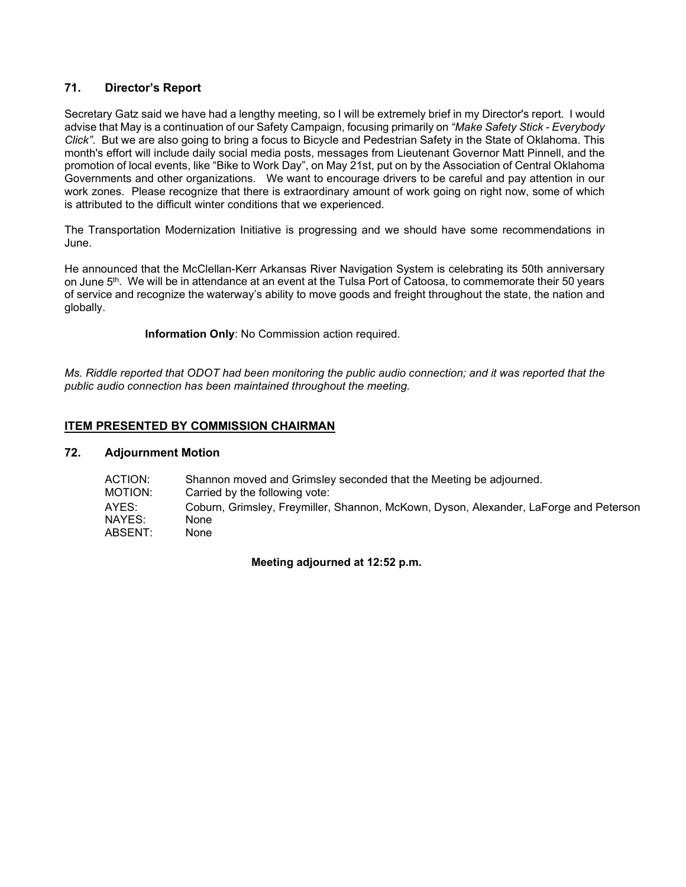### 71. Director's Report

Secretary Gatz said we have had a lengthy meeting, so I will be extremely brief in my Director's report. I would advise that May is a continuation of our Safety Campaign, focusing primarily on *"Make Safety Stick - Everybody Click"*. But we are also going to bring a focus to Bicycle and Pedestrian Safety in the State of Oklahoma. This month's effort will include daily social media posts, messages from Lieutenant Governor Matt Pinnell, and the promotion of local events, like "Bike to Work Day", on May 21st, put on by the Association of Central Oklahoma Governments and other organizations. We want to encourage drivers to be careful and pay attention in our work zones. Please recognize that there is extraordinary amount of work going on right now, some of which is attributed to the difficult winter conditions that we experienced.

The Transportation Modernization Initiative is progressing and we should have some recommendations in June.

He announced that the McClellan-Kerr Arkansas River Navigation System is celebrating its 50th anniversary on June 5th. We will be in attendance at an event at the Tulsa Port of Catoosa, to commemorate their 50 years of service and recognize the waterway's ability to move goods and freight throughout the state, the nation and globally.

**Information Only**: No Commission action required.

*Ms. Riddle reported that ODOT had been monitoring the public audio connection; and it was reported that the public audio connection has been maintained throughout the meeting.*

## ITEM PRESENTED BY COMMISSION CHAIRMAN

### 72. Adjournment Motion

ACTION: Shannon moved and Grimsley seconded that the Meeting be adjourned.
MOTION: Carried by the following vote:
AYES: Coburn, Grimsley, Freymiller, Shannon, McKown, Dyson, Alexander, LaForge and Peterson
NAYES: None
ABSENT: None

**Meeting adjourned at 12:52 p.m.**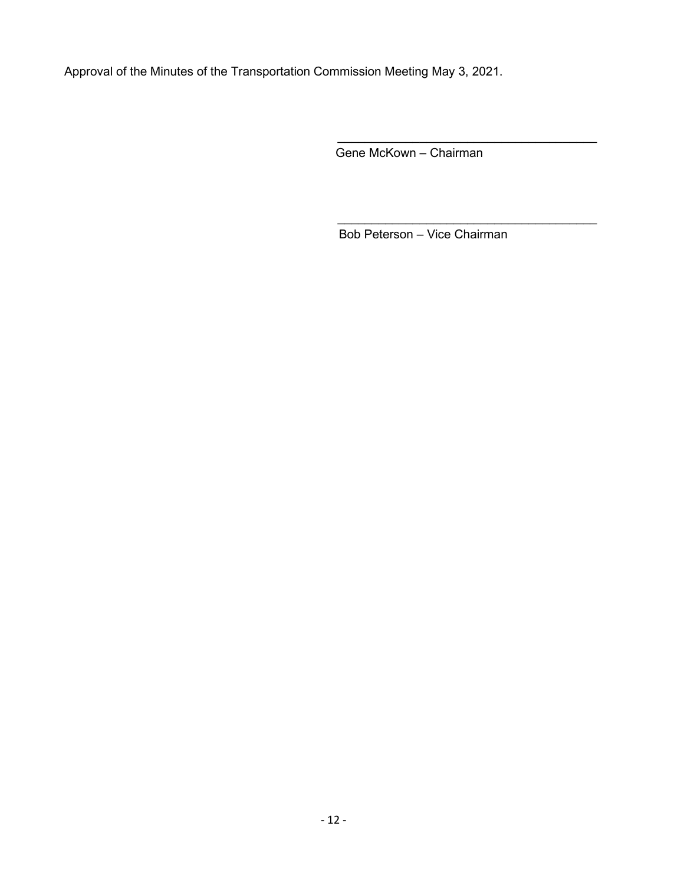Approval of the Minutes of the Transportation Commission Meeting May 3, 2021.

\_\_\_\_\_\_\_\_\_\_\_\_\_\_\_\_\_\_\_\_\_\_\_\_\_\_\_\_\_\_\_\_\_\_\_\_\_\_\_\_

Gene McKown – Chairman

\_\_\_\_\_\_\_\_\_\_\_\_\_\_\_\_\_\_\_\_\_\_\_\_\_\_\_\_\_\_\_\_\_\_\_\_\_\_\_\_

Bob Peterson – Vice Chairman